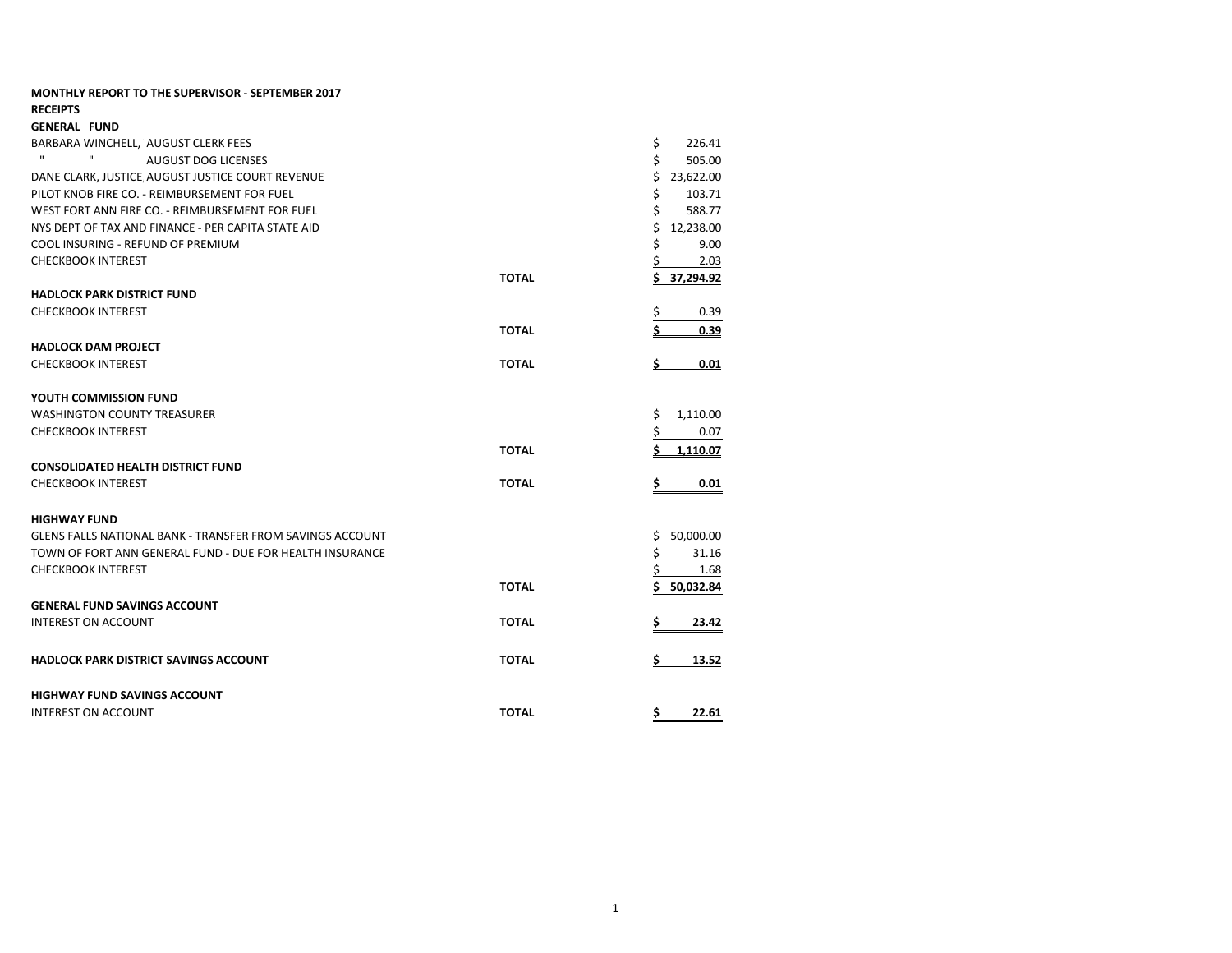**MONTHLY REPORT TO THE SUPERVISOR - SEPTEMBER 2017**

**RECEIPTS**

| | | |
|---|---|---|
| **GENERAL FUND** | | |
| BARBARA WINCHELL, AUGUST CLERK FEES | | $ 226.41 |
| " " AUGUST DOG LICENSES | | $ 505.00 |
| DANE CLARK, JUSTICE, AUGUST JUSTICE COURT REVENUE | | $ 23,622.00 |
| PILOT KNOB FIRE CO. - REIMBURSEMENT FOR FUEL | | $ 103.71 |
| WEST FORT ANN FIRE CO. - REIMBURSEMENT FOR FUEL | | $ 588.77 |
| NYS DEPT OF TAX AND FINANCE - PER CAPITA STATE AID | | $ 12,238.00 |
| COOL INSURING - REFUND OF PREMIUM | | $ 9.00 |
| CHECKBOOK INTEREST | | $ 2.03 |
| | **TOTAL** | **$ 37,294.92** |
| **HADLOCK PARK DISTRICT FUND** | | |
| CHECKBOOK INTEREST | | $ 0.39 |
| | **TOTAL** | **$ 0.39** |
| **HADLOCK DAM PROJECT** | | |
| CHECKBOOK INTEREST | **TOTAL** | **$ 0.01** |
| **YOUTH COMMISSION FUND** | | |
| WASHINGTON COUNTY TREASURER | | $ 1,110.00 |
| CHECKBOOK INTEREST | | $ 0.07 |
| | **TOTAL** | **$ 1,110.07** |
| **CONSOLIDATED HEALTH DISTRICT FUND** | | |
| CHECKBOOK INTEREST | **TOTAL** | **$ 0.01** |
| **HIGHWAY FUND** | | |
| GLENS FALLS NATIONAL BANK - TRANSFER FROM SAVINGS ACCOUNT | | $ 50,000.00 |
| TOWN OF FORT ANN GENERAL FUND - DUE FOR HEALTH INSURANCE | | $ 31.16 |
| CHECKBOOK INTEREST | | $ 1.68 |
| | **TOTAL** | **$ 50,032.84** |
| **GENERAL FUND SAVINGS ACCOUNT** | | |
| INTEREST ON ACCOUNT | **TOTAL** | **$ 23.42** |
| **HADLOCK PARK DISTRICT SAVINGS ACCOUNT** | **TOTAL** | **$ 13.52** |
| **HIGHWAY FUND SAVINGS ACCOUNT** | | |
| INTEREST ON ACCOUNT | **TOTAL** | **$ 22.61** |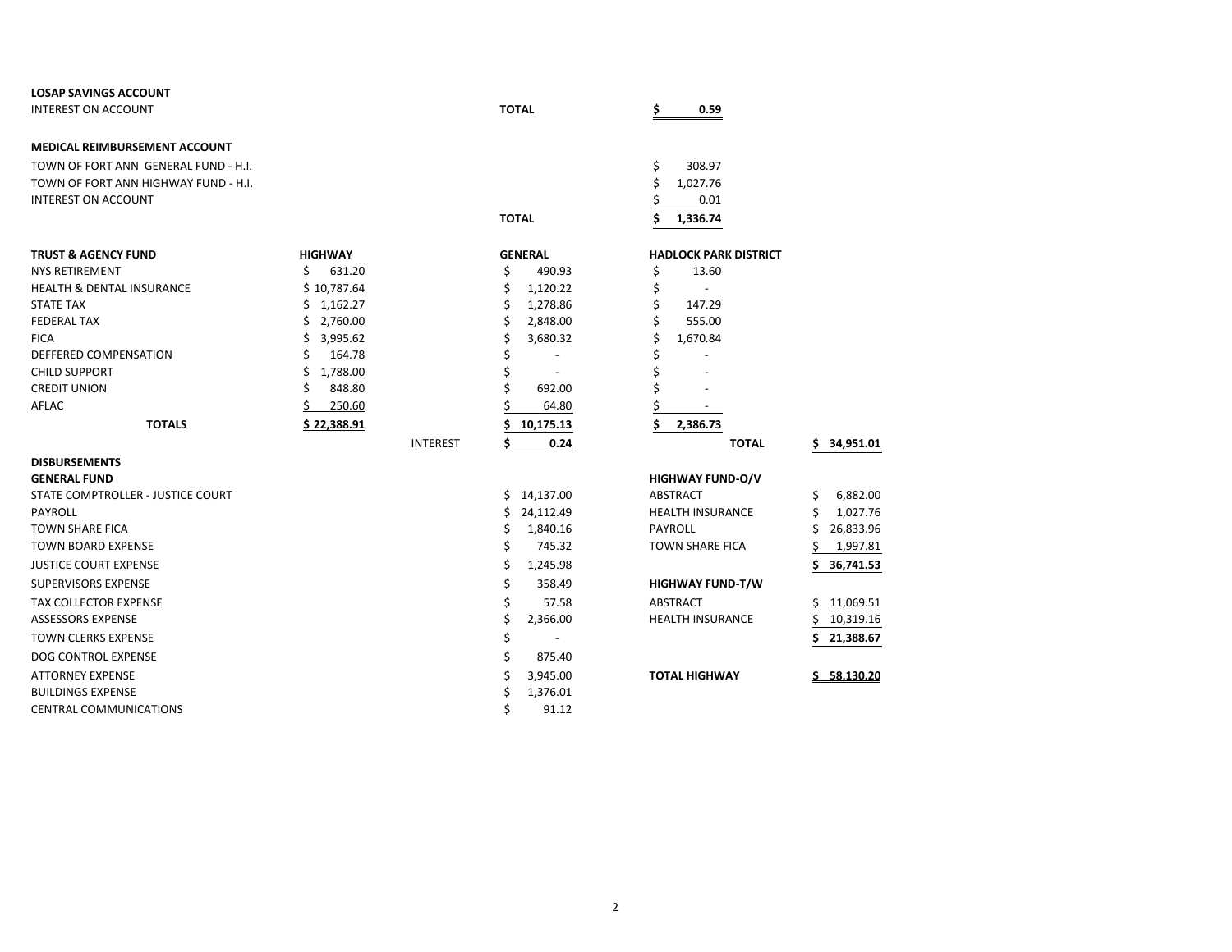**LOSAP SAVINGS ACCOUNT**

| | | |
|---|---|---|
| INTEREST ON ACCOUNT | **TOTAL** | **$ 0.59** |

**MEDICAL REIMBURSEMENT ACCOUNT**

| | | |
|---|---|---|
| TOWN OF FORT ANN GENERAL FUND - H.I. | | $ 308.97 |
| TOWN OF FORT ANN HIGHWAY FUND - H.I. | | $ 1,027.76 |
| INTEREST ON ACCOUNT | | $ 0.01 |
| | **TOTAL** | **$ 1,336.74** |

| **TRUST & AGENCY FUND** | **HIGHWAY** | | **GENERAL** | **HADLOCK PARK DISTRICT** | | |
|---|---|---|---|---|---|---|
| NYS RETIREMENT | $ 631.20 | | $ 490.93 | $ 13.60 | | |
| HEALTH & DENTAL INSURANCE | $ 10,787.64 | | $ 1,120.22 | $ - | | |
| STATE TAX | $ 1,162.27 | | $ 1,278.86 | $ 147.29 | | |
| FEDERAL TAX | $ 2,760.00 | | $ 2,848.00 | $ 555.00 | | |
| FICA | $ 3,995.62 | | $ 3,680.32 | $ 1,670.84 | | |
| DEFFERED COMPENSATION | $ 164.78 | | $ - | $ - | | |
| CHILD SUPPORT | $ 1,788.00 | | $ - | $ - | | |
| CREDIT UNION | $ 848.80 | | $ 692.00 | $ - | | |
| AFLAC | $ 250.60 | | $ 64.80 | $ - | | |
| **TOTALS** | **$ 22,388.91** | | **$ 10,175.13** | **$ 2,386.73** | | |
| | | INTEREST | **$ 0.24** | | **TOTAL** | **$ 34,951.01** |

**DISBURSEMENTS**

| **GENERAL FUND** | | **HIGHWAY FUND-O/V** | |
|---|---|---|---|
| STATE COMPTROLLER - JUSTICE COURT | $ 14,137.00 | ABSTRACT | $ 6,882.00 |
| PAYROLL | $ 24,112.49 | HEALTH INSURANCE | $ 1,027.76 |
| TOWN SHARE FICA | $ 1,840.16 | PAYROLL | $ 26,833.96 |
| TOWN BOARD EXPENSE | $ 745.32 | TOWN SHARE FICA | $ 1,997.81 |
| JUSTICE COURT EXPENSE | $ 1,245.98 | | **$ 36,741.53** |
| SUPERVISORS EXPENSE | $ 358.49 | **HIGHWAY FUND-T/W** | |
| TAX COLLECTOR EXPENSE | $ 57.58 | ABSTRACT | $ 11,069.51 |
| ASSESSORS EXPENSE | $ 2,366.00 | HEALTH INSURANCE | $ 10,319.16 |
| TOWN CLERKS EXPENSE | $ - | | **$ 21,388.67** |
| DOG CONTROL EXPENSE | $ 875.40 | | |
| ATTORNEY EXPENSE | $ 3,945.00 | **TOTAL HIGHWAY** | **$ 58,130.20** |
| BUILDINGS EXPENSE | $ 1,376.01 | | |
| CENTRAL COMMUNICATIONS | $ 91.12 | | |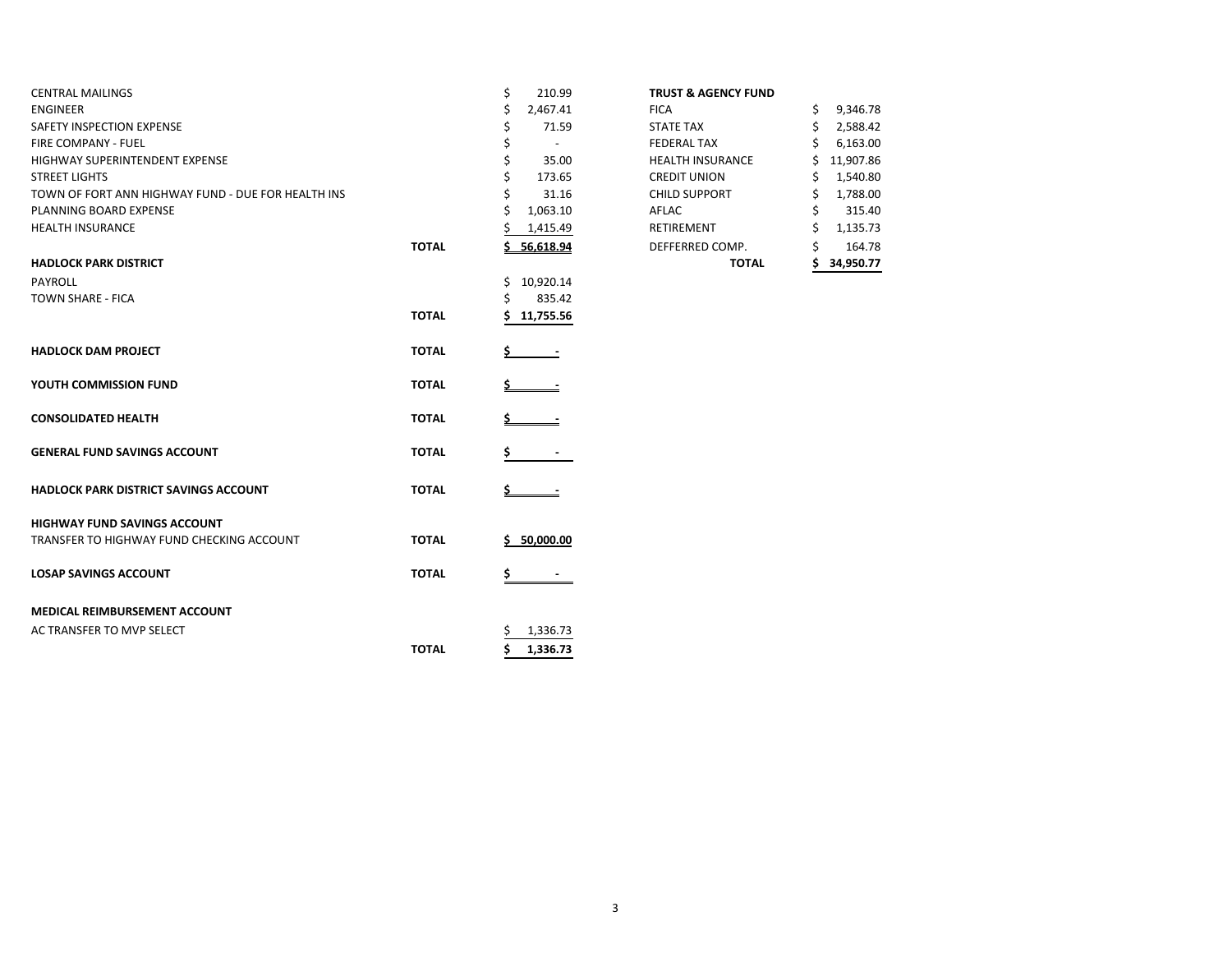| | | |
|---|---|---|
| CENTRAL MAILINGS | | $ 210.99 |
| ENGINEER | | $ 2,467.41 |
| SAFETY INSPECTION EXPENSE | | $ 71.59 |
| FIRE COMPANY - FUEL | | $ - |
| HIGHWAY SUPERINTENDENT EXPENSE | | $ 35.00 |
| STREET LIGHTS | | $ 173.65 |
| TOWN OF FORT ANN HIGHWAY FUND - DUE FOR HEALTH INS | | $ 31.16 |
| PLANNING BOARD EXPENSE | | $ 1,063.10 |
| HEALTH INSURANCE | | $ 1,415.49 |
| | **TOTAL** | **$ 56,618.94** |
| **HADLOCK PARK DISTRICT** | | |
| PAYROLL | | $ 10,920.14 |
| TOWN SHARE - FICA | | $ 835.42 |
| | **TOTAL** | **$ 11,755.56** |
| **HADLOCK DAM PROJECT** | **TOTAL** | **$ -** |
| **YOUTH COMMISSION FUND** | **TOTAL** | **$ -** |
| **CONSOLIDATED HEALTH** | **TOTAL** | **$ -** |
| **GENERAL FUND SAVINGS ACCOUNT** | **TOTAL** | **$ -** |
| **HADLOCK PARK DISTRICT SAVINGS ACCOUNT** | **TOTAL** | **$ -** |
| **HIGHWAY FUND SAVINGS ACCOUNT** | | |
| TRANSFER TO HIGHWAY FUND CHECKING ACCOUNT | **TOTAL** | **$ 50,000.00** |
| **LOSAP SAVINGS ACCOUNT** | **TOTAL** | **$ -** |
| **MEDICAL REIMBURSEMENT ACCOUNT** | | |
| AC TRANSFER TO MVP SELECT | | $ 1,336.73 |
| | **TOTAL** | **$ 1,336.73** |

| **TRUST & AGENCY FUND** | |
|---|---|
| FICA | $ 9,346.78 |
| STATE TAX | $ 2,588.42 |
| FEDERAL TAX | $ 6,163.00 |
| HEALTH INSURANCE | $ 11,907.86 |
| CREDIT UNION | $ 1,540.80 |
| CHILD SUPPORT | $ 1,788.00 |
| AFLAC | $ 315.40 |
| RETIREMENT | $ 1,135.73 |
| DEFFERRED COMP. | $ 164.78 |
| **TOTAL** | **$ 34,950.77** |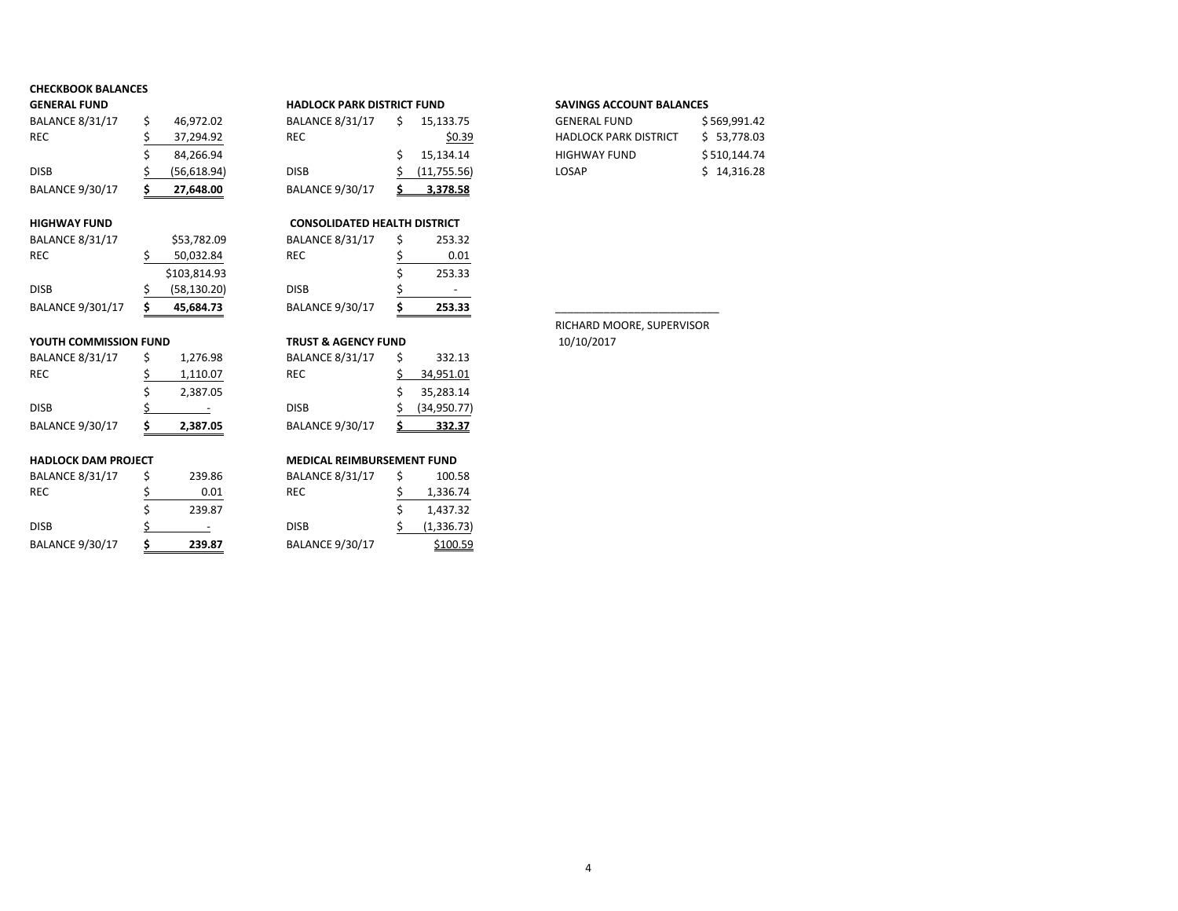## CHECKBOOK BALANCES

### GENERAL FUND

| | |
|---|---|
| BALANCE 8/31/17 | $ 46,972.02 |
| REC | $ 37,294.92 |
| | $ 84,266.94 |
| DISB | $ (56,618.94) |
| BALANCE 9/30/17 | **$ 27,648.00** |

### HADLOCK PARK DISTRICT FUND

| | |
|---|---|
| BALANCE 8/31/17 | $ 15,133.75 |
| REC | $0.39 |
| | $ 15,134.14 |
| DISB | $ (11,755.56) |
| BALANCE 9/30/17 | **$ 3,378.58** |

### SAVINGS ACCOUNT BALANCES

| | |
|---|---|
| GENERAL FUND | $ 569,991.42 |
| HADLOCK PARK DISTRICT | $ 53,778.03 |
| HIGHWAY FUND | $ 510,144.74 |
| LOSAP | $ 14,316.28 |

### HIGHWAY FUND

| | |
|---|---|
| BALANCE 8/31/17 | $53,782.09 |
| REC | $ 50,032.84 |
| | $103,814.93 |
| DISB | $ (58,130.20) |
| BALANCE 9/301/17 | **$ 45,684.73** |

### CONSOLIDATED HEALTH DISTRICT

| | |
|---|---|
| BALANCE 8/31/17 | $ 253.32 |
| REC | $ 0.01 |
| | $ 253.33 |
| DISB | $ - |
| BALANCE 9/30/17 | **$ 253.33** |

___________________________

RICHARD MOORE, SUPERVISOR

10/10/2017

### YOUTH COMMISSION FUND

| | |
|---|---|
| BALANCE 8/31/17 | $ 1,276.98 |
| REC | $ 1,110.07 |
| | $ 2,387.05 |
| DISB | $ - |
| BALANCE 9/30/17 | **$ 2,387.05** |

### TRUST & AGENCY FUND

| | |
|---|---|
| BALANCE 8/31/17 | $ 332.13 |
| REC | $ 34,951.01 |
| | $ 35,283.14 |
| DISB | $ (34,950.77) |
| BALANCE 9/30/17 | **$ 332.37** |

### HADLOCK DAM PROJECT

| | |
|---|---|
| BALANCE 8/31/17 | $ 239.86 |
| REC | $ 0.01 |
| | $ 239.87 |
| DISB | $ - |
| BALANCE 9/30/17 | **$ 239.87** |

### MEDICAL REIMBURSEMENT FUND

| | |
|---|---|
| BALANCE 8/31/17 | $ 100.58 |
| REC | $ 1,336.74 |
| | $ 1,437.32 |
| DISB | $ (1,336.73) |
| BALANCE 9/30/17 | $100.59 |